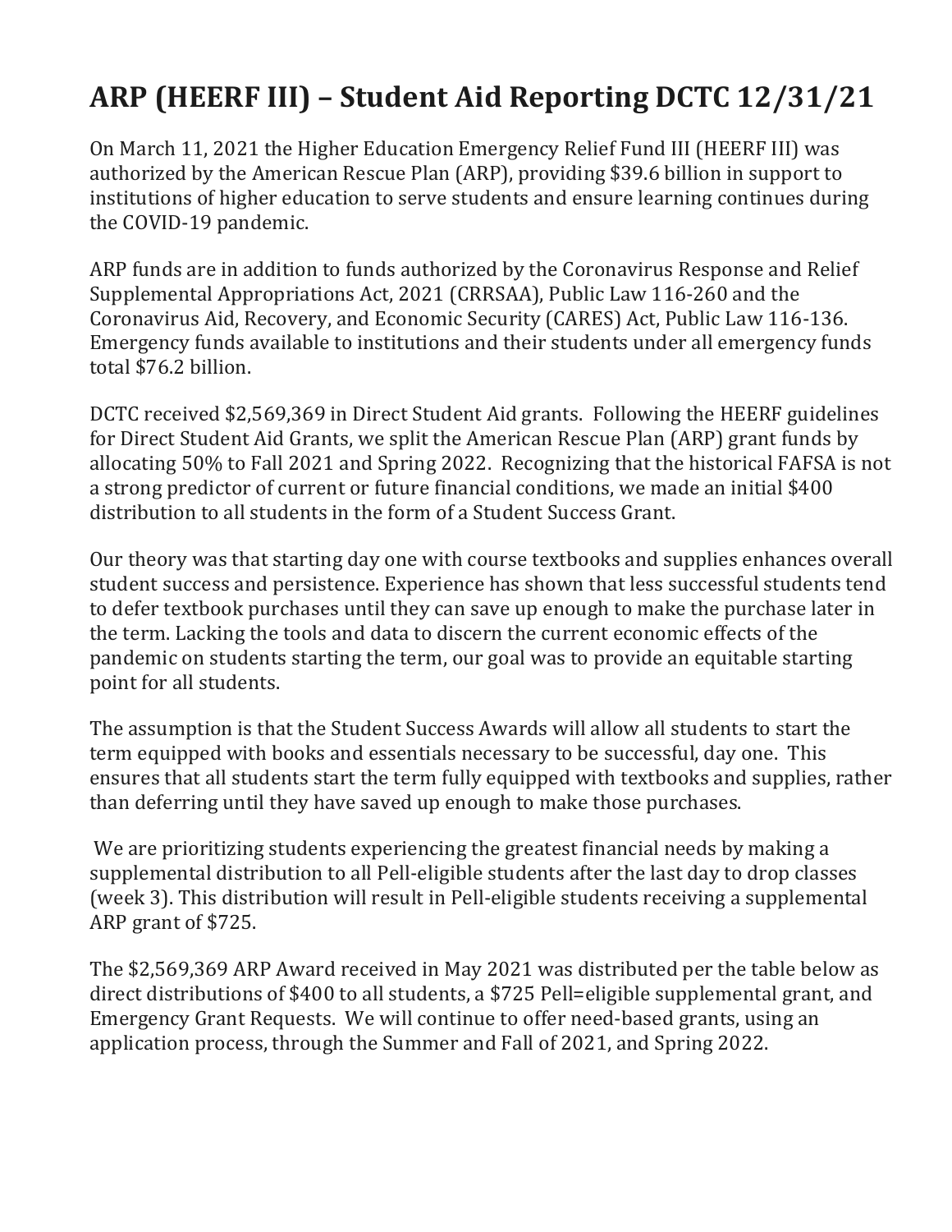# ARP (HEERF III) – Student Aid Reporting DCTC 12/31/21

On March 11, 2021 the Higher Education Emergency Relief Fund III (HEERF III) was authorized by the American Rescue Plan (ARP), providing $39.6 billion in support to institutions of higher education to serve students and ensure learning continues during the COVID-19 pandemic.

ARP funds are in addition to funds authorized by the Coronavirus Response and Relief Supplemental Appropriations Act, 2021 (CRRSAA), Public Law 116-260 and the Coronavirus Aid, Recovery, and Economic Security (CARES) Act, Public Law 116-136. Emergency funds available to institutions and their students under all emergency funds total $76.2 billion.

DCTC received $2,569,369 in Direct Student Aid grants. Following the HEERF guidelines for Direct Student Aid Grants, we split the American Rescue Plan (ARP) grant funds by allocating 50% to Fall 2021 and Spring 2022. Recognizing that the historical FAFSA is not a strong predictor of current or future financial conditions, we made an initial $400 distribution to all students in the form of a Student Success Grant.

Our theory was that starting day one with course textbooks and supplies enhances overall student success and persistence. Experience has shown that less successful students tend to defer textbook purchases until they can save up enough to make the purchase later in the term. Lacking the tools and data to discern the current economic effects of the pandemic on students starting the term, our goal was to provide an equitable starting point for all students.

The assumption is that the Student Success Awards will allow all students to start the term equipped with books and essentials necessary to be successful, day one. This ensures that all students start the term fully equipped with textbooks and supplies, rather than deferring until they have saved up enough to make those purchases.

We are prioritizing students experiencing the greatest financial needs by making a supplemental distribution to all Pell-eligible students after the last day to drop classes (week 3). This distribution will result in Pell-eligible students receiving a supplemental ARP grant of $725.

The $2,569,369 ARP Award received in May 2021 was distributed per the table below as direct distributions of $400 to all students, a $725 Pell=eligible supplemental grant, and Emergency Grant Requests. We will continue to offer need-based grants, using an application process, through the Summer and Fall of 2021, and Spring 2022.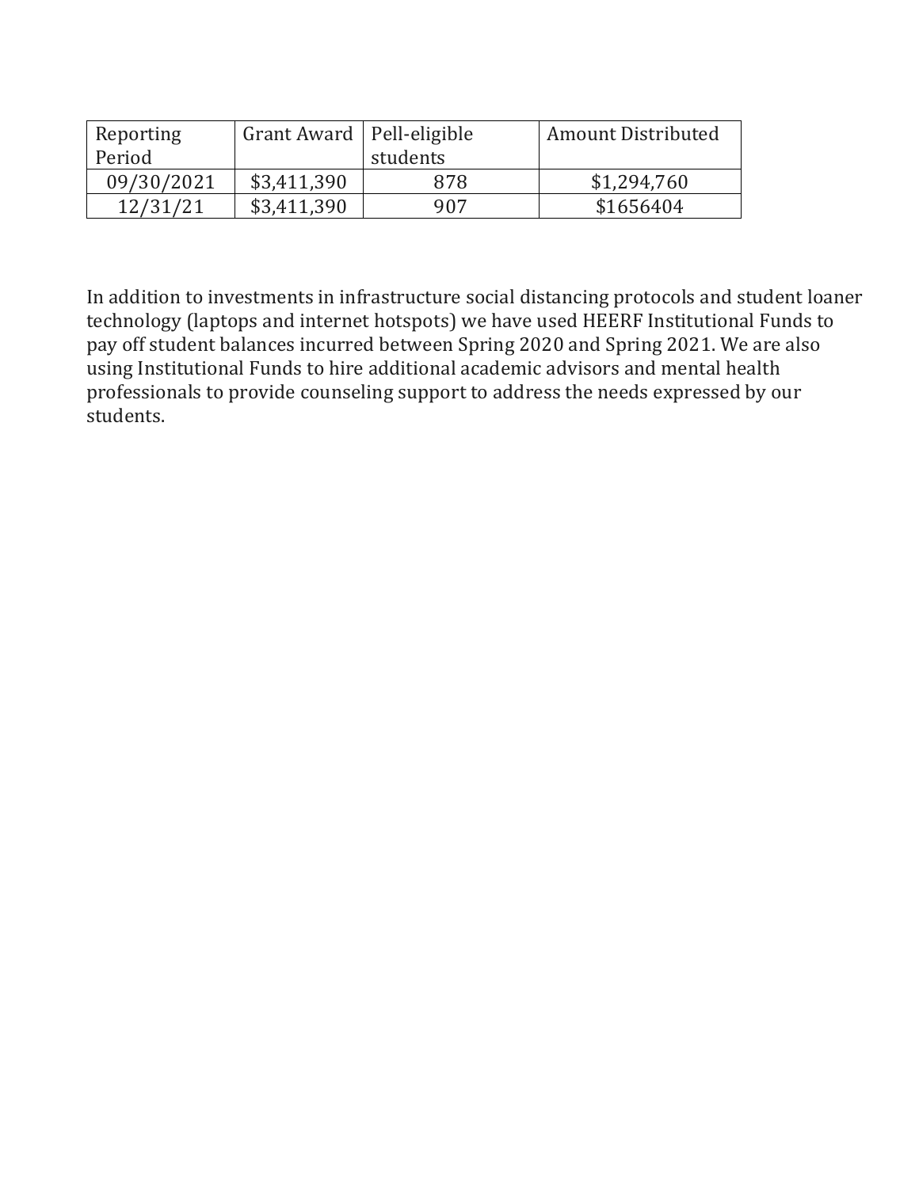| Reporting Period | Grant Award | Pell-eligible students | Amount Distributed |
|---|---|---|---|
| 09/30/2021 | $3,411,390 | 878 | $1,294,760 |
| 12/31/21 | $3,411,390 | 907 | $1656404 |

In addition to investments in infrastructure social distancing protocols and student loaner technology (laptops and internet hotspots) we have used HEERF Institutional Funds to pay off student balances incurred between Spring 2020 and Spring 2021. We are also using Institutional Funds to hire additional academic advisors and mental health professionals to provide counseling support to address the needs expressed by our students.